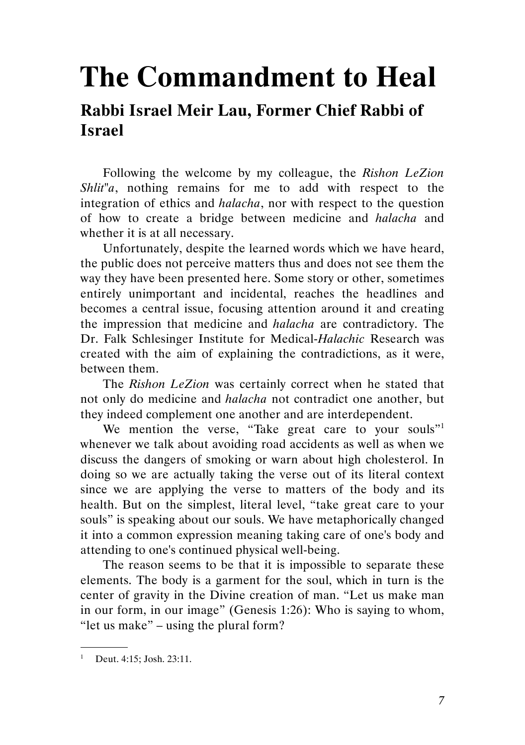# The Commandment to Heal

## Rabbi Israel Meir Lau, Former Chief Rabbi of Israel

Following the welcome by my colleague, the *Rishon LeZion Shlit"a*, nothing remains for me to add with respect to the integration of ethics and *halacha*, nor with respect to the question of how to create a bridge between medicine and *halacha* and whether it is at all necessary.

Unfortunately, despite the learned words which we have heard, the public does not perceive matters thus and does not see them the way they have been presented here. Some story or other, sometimes entirely unimportant and incidental, reaches the headlines and becomes a central issue, focusing attention around it and creating the impression that medicine and *halacha* are contradictory. The Dr. Falk Schlesinger Institute for Medical-*Halachic* Research was created with the aim of explaining the contradictions, as it were, between them.

The *Rishon LeZion* was certainly correct when he stated that not only do medicine and *halacha* not contradict one another, but they indeed complement one another and are interdependent.

We mention the verse, "Take great care to your souls"[1] whenever we talk about avoiding road accidents as well as when we discuss the dangers of smoking or warn about high cholesterol. In doing so we are actually taking the verse out of its literal context since we are applying the verse to matters of the body and its health. But on the simplest, literal level, "take great care to your souls" is speaking about our souls. We have metaphorically changed it into a common expression meaning taking care of one's body and attending to one's continued physical well-being.

The reason seems to be that it is impossible to separate these elements. The body is a garment for the soul, which in turn is the center of gravity in the Divine creation of man. "Let us make man in our form, in our image" (Genesis 1:26): Who is saying to whom, "let us make" – using the plural form?

---

[1] Deut. 4:15; Josh. 23:11.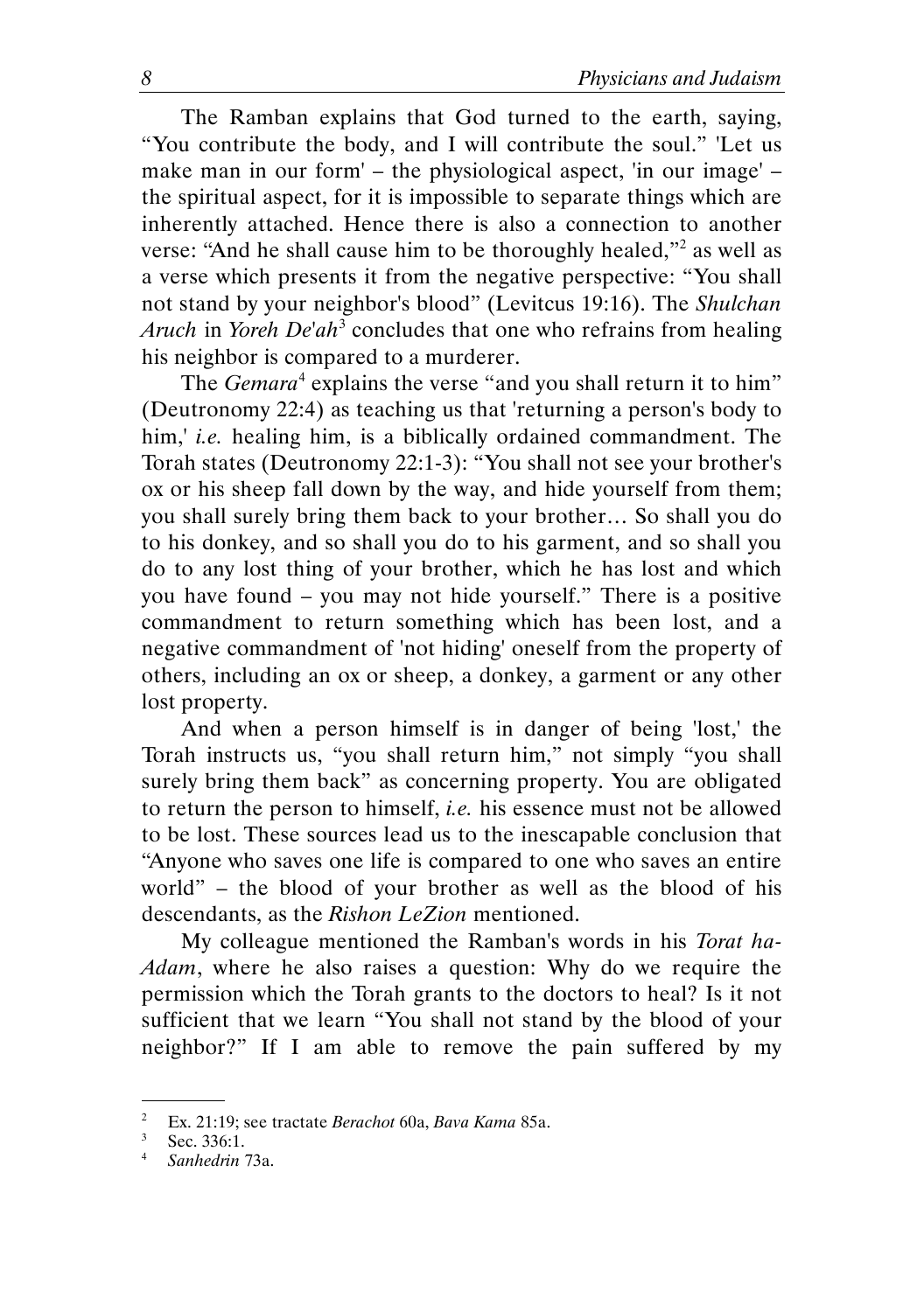The Ramban explains that God turned to the earth, saying, "You contribute the body, and I will contribute the soul." 'Let us make man in our form' – the physiological aspect, 'in our image' – the spiritual aspect, for it is impossible to separate things which are inherently attached. Hence there is also a connection to another verse: "And he shall cause him to be thoroughly healed,"[2] as well as a verse which presents it from the negative perspective: "You shall not stand by your neighbor's blood" (Levitcus 19:16). The *Shulchan Aruch* in *Yoreh De'ah*[3] concludes that one who refrains from healing his neighbor is compared to a murderer.

The *Gemara*[4] explains the verse "and you shall return it to him" (Deutronomy 22:4) as teaching us that 'returning a person's body to him,' *i.e.* healing him, is a biblically ordained commandment. The Torah states (Deutronomy 22:1-3): "You shall not see your brother's ox or his sheep fall down by the way, and hide yourself from them; you shall surely bring them back to your brother… So shall you do to his donkey, and so shall you do to his garment, and so shall you do to any lost thing of your brother, which he has lost and which you have found – you may not hide yourself." There is a positive commandment to return something which has been lost, and a negative commandment of 'not hiding' oneself from the property of others, including an ox or sheep, a donkey, a garment or any other lost property.

And when a person himself is in danger of being 'lost,' the Torah instructs us, "you shall return him," not simply "you shall surely bring them back" as concerning property. You are obligated to return the person to himself, *i.e.* his essence must not be allowed to be lost. These sources lead us to the inescapable conclusion that "Anyone who saves one life is compared to one who saves an entire world" – the blood of your brother as well as the blood of his descendants, as the *Rishon LeZion* mentioned.

My colleague mentioned the Ramban's words in his *Torat ha-Adam*, where he also raises a question: Why do we require the permission which the Torah grants to the doctors to heal? Is it not sufficient that we learn "You shall not stand by the blood of your neighbor?" If I am able to remove the pain suffered by my

---

2 Ex. 21:19; see tractate *Berachot* 60a, *Bava Kama* 85a.

3 Sec. 336:1.

4 *Sanhedrin* 73a.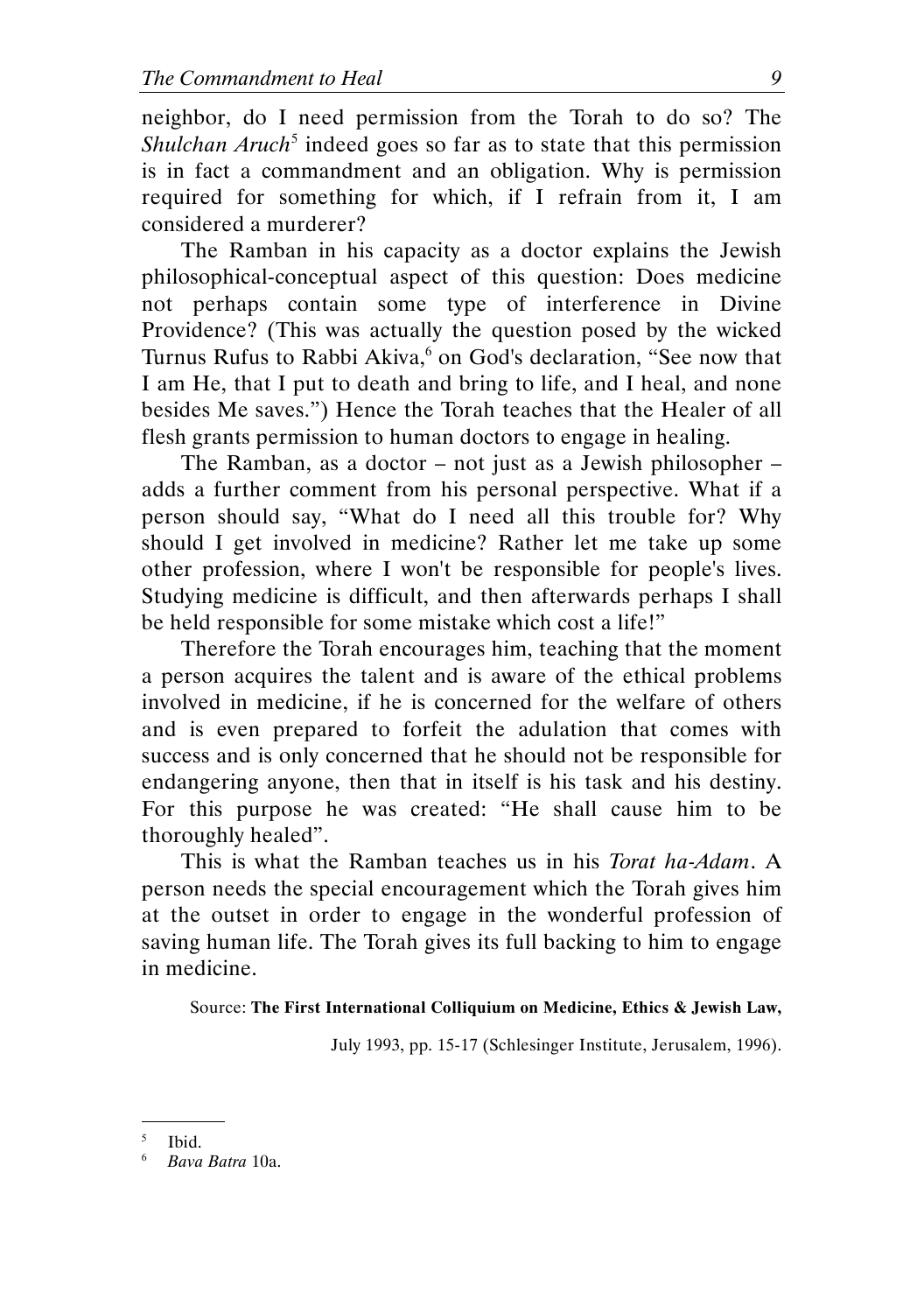neighbor, do I need permission from the Torah to do so? The *Shulchan Aruch*[5] indeed goes so far as to state that this permission is in fact a commandment and an obligation. Why is permission required for something for which, if I refrain from it, I am considered a murderer?

The Ramban in his capacity as a doctor explains the Jewish philosophical-conceptual aspect of this question: Does medicine not perhaps contain some type of interference in Divine Providence? (This was actually the question posed by the wicked Turnus Rufus to Rabbi Akiva,[6] on God's declaration, "See now that I am He, that I put to death and bring to life, and I heal, and none besides Me saves.") Hence the Torah teaches that the Healer of all flesh grants permission to human doctors to engage in healing.

The Ramban, as a doctor – not just as a Jewish philosopher – adds a further comment from his personal perspective. What if a person should say, "What do I need all this trouble for? Why should I get involved in medicine? Rather let me take up some other profession, where I won't be responsible for people's lives. Studying medicine is difficult, and then afterwards perhaps I shall be held responsible for some mistake which cost a life!"

Therefore the Torah encourages him, teaching that the moment a person acquires the talent and is aware of the ethical problems involved in medicine, if he is concerned for the welfare of others and is even prepared to forfeit the adulation that comes with success and is only concerned that he should not be responsible for endangering anyone, then that in itself is his task and his destiny. For this purpose he was created: "He shall cause him to be thoroughly healed".

This is what the Ramban teaches us in his *Torat ha-Adam*. A person needs the special encouragement which the Torah gives him at the outset in order to engage in the wonderful profession of saving human life. The Torah gives its full backing to him to engage in medicine.

Source: **The First International Colliquium on Medicine, Ethics & Jewish Law,** July 1993, pp. 15-17 (Schlesinger Institute, Jerusalem, 1996).

---

[5] Ibid.

[6] *Bava Batra* 10a.